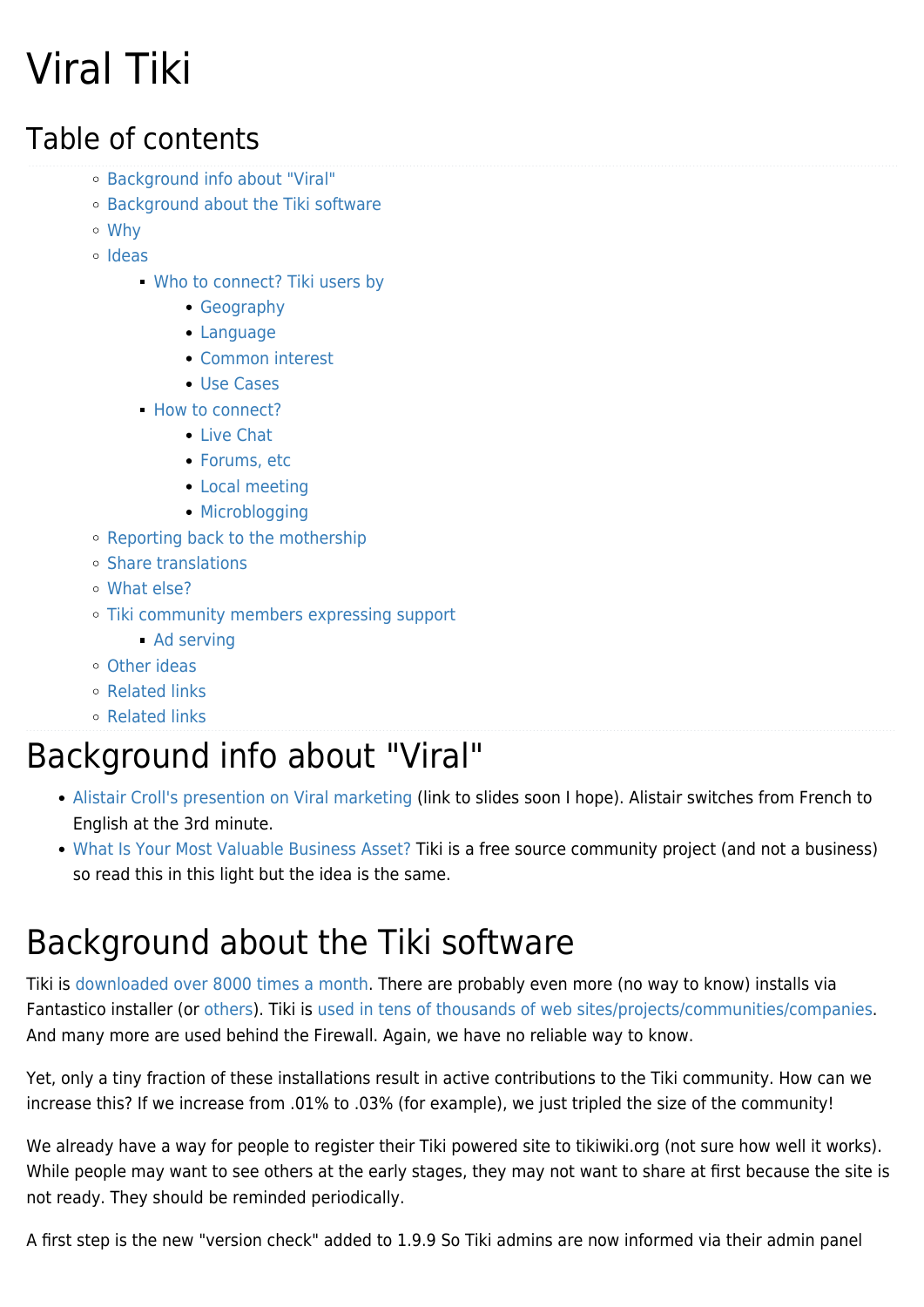# Viral Tiki

## Table of contents

- Background info about "Viral"
- Background about the Tiki software
- Why
- Ideas
  - Who to connect? Tiki users by
    - Geography
    - Language
    - Common interest
    - Use Cases
  - How to connect?
    - Live Chat
    - Forums, etc
    - Local meeting
    - Microblogging
- Reporting back to the mothership
- Share translations
- What else?
- Tiki community members expressing support
  - Ad serving
- Other ideas
- Related links
- Related links

# Background info about "Viral"

- Alistair Croll's presention on Viral marketing (link to slides soon I hope). Alistair switches from French to English at the 3rd minute.
- What Is Your Most Valuable Business Asset? Tiki is a free source community project (and not a business) so read this in this light but the idea is the same.

# Background about the Tiki software

Tiki is downloaded over 8000 times a month. There are probably even more (no way to know) installs via Fantastico installer (or others). Tiki is used in tens of thousands of web sites/projects/communities/companies. And many more are used behind the Firewall. Again, we have no reliable way to know.

Yet, only a tiny fraction of these installations result in active contributions to the Tiki community. How can we increase this? If we increase from .01% to .03% (for example), we just tripled the size of the community!

We already have a way for people to register their Tiki powered site to tikiwiki.org (not sure how well it works). While people may want to see others at the early stages, they may not want to share at first because the site is not ready. They should be reminded periodically.

A first step is the new "version check" added to 1.9.9 So Tiki admins are now informed via their admin panel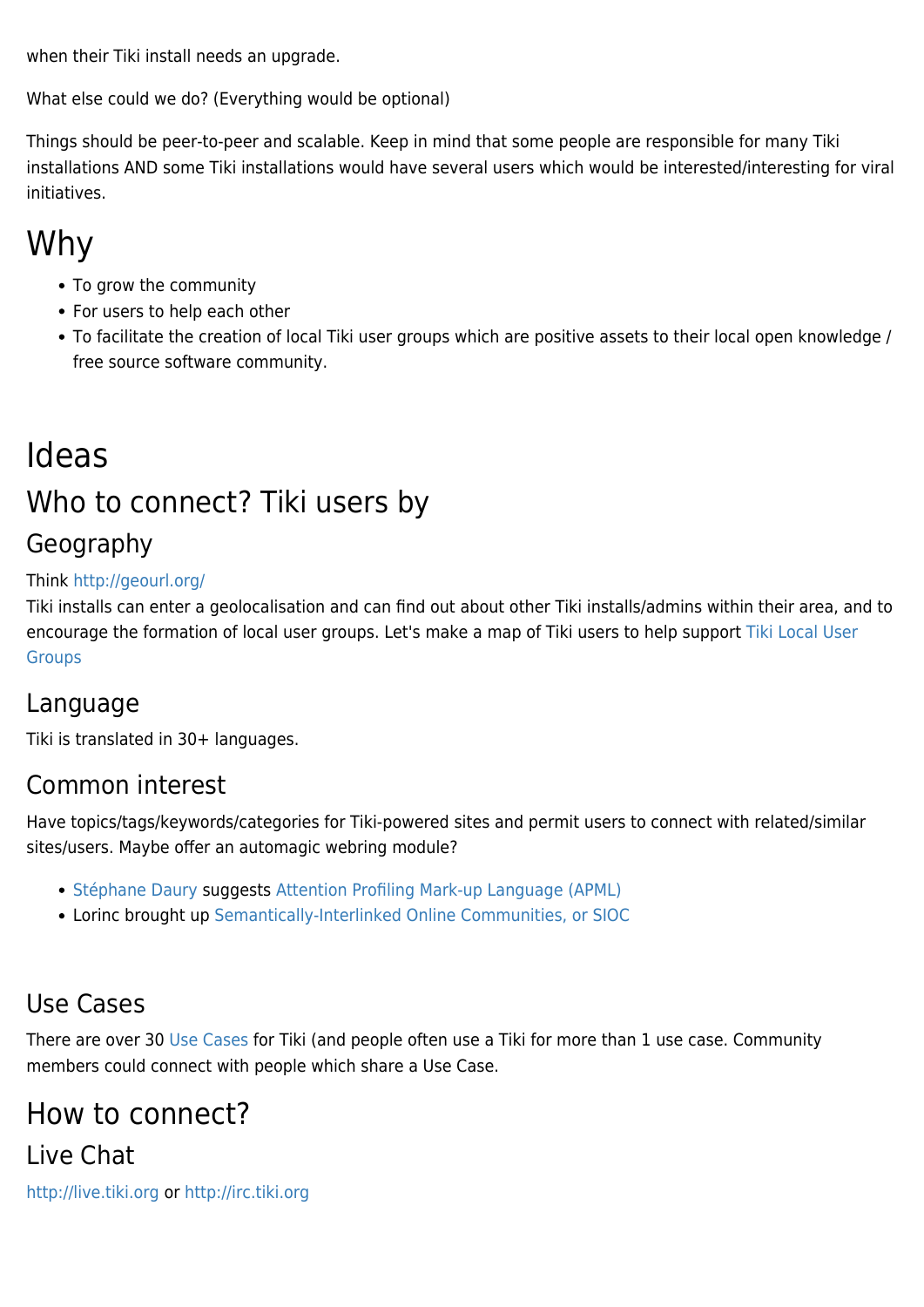when their Tiki install needs an upgrade.

What else could we do? (Everything would be optional)

Things should be peer-to-peer and scalable. Keep in mind that some people are responsible for many Tiki installations AND some Tiki installations would have several users which would be interested/interesting for viral initiatives.

# Why

- To grow the community
- For users to help each other
- To facilitate the creation of local Tiki user groups which are positive assets to their local open knowledge / free source software community.

# Ideas

## Who to connect? Tiki users by

### Geography

Think http://geourl.org/
Tiki installs can enter a geolocalisation and can find out about other Tiki installs/admins within their area, and to encourage the formation of local user groups. Let's make a map of Tiki users to help support Tiki Local User Groups

### Language

Tiki is translated in 30+ languages.

### Common interest

Have topics/tags/keywords/categories for Tiki-powered sites and permit users to connect with related/similar sites/users. Maybe offer an automagic webring module?

- Stéphane Daury suggests Attention Profiling Mark-up Language (APML)
- Lorinc brought up Semantically-Interlinked Online Communities, or SIOC

### Use Cases

There are over 30 Use Cases for Tiki (and people often use a Tiki for more than 1 use case. Community members could connect with people which share a Use Case.

## How to connect?

### Live Chat

http://live.tiki.org or http://irc.tiki.org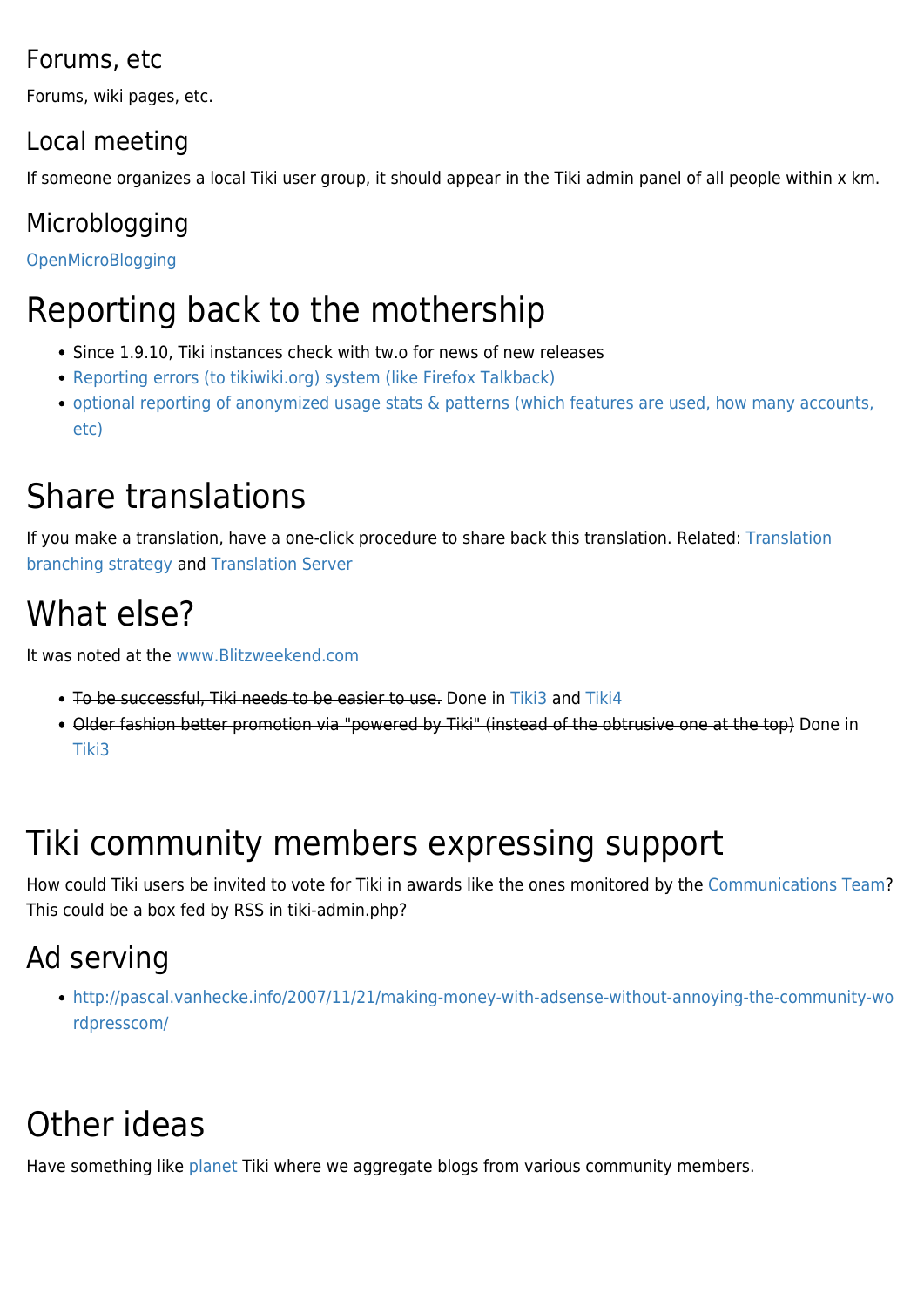### Forums, etc

Forums, wiki pages, etc.

### Local meeting

If someone organizes a local Tiki user group, it should appear in the Tiki admin panel of all people within x km.

### Microblogging

OpenMicroBlogging

## Reporting back to the mothership

- Since 1.9.10, Tiki instances check with tw.o for news of new releases
- Reporting errors (to tikiwiki.org) system (like Firefox Talkback)
- optional reporting of anonymized usage stats & patterns (which features are used, how many accounts, etc)

## Share translations

If you make a translation, have a one-click procedure to share back this translation. Related: Translation branching strategy and Translation Server

## What else?

It was noted at the www.Blitzweekend.com

- ~~To be successful, Tiki needs to be easier to use.~~ Done in Tiki3 and Tiki4
- ~~Older fashion better promotion via "powered by Tiki" (instead of the obtrusive one at the top)~~ Done in Tiki3

## Tiki community members expressing support

How could Tiki users be invited to vote for Tiki in awards like the ones monitored by the Communications Team? This could be a box fed by RSS in tiki-admin.php?

### Ad serving

- http://pascal.vanhecke.info/2007/11/21/making-money-with-adsense-without-annoying-the-community-wordpresscom/

---

## Other ideas

Have something like planet Tiki where we aggregate blogs from various community members.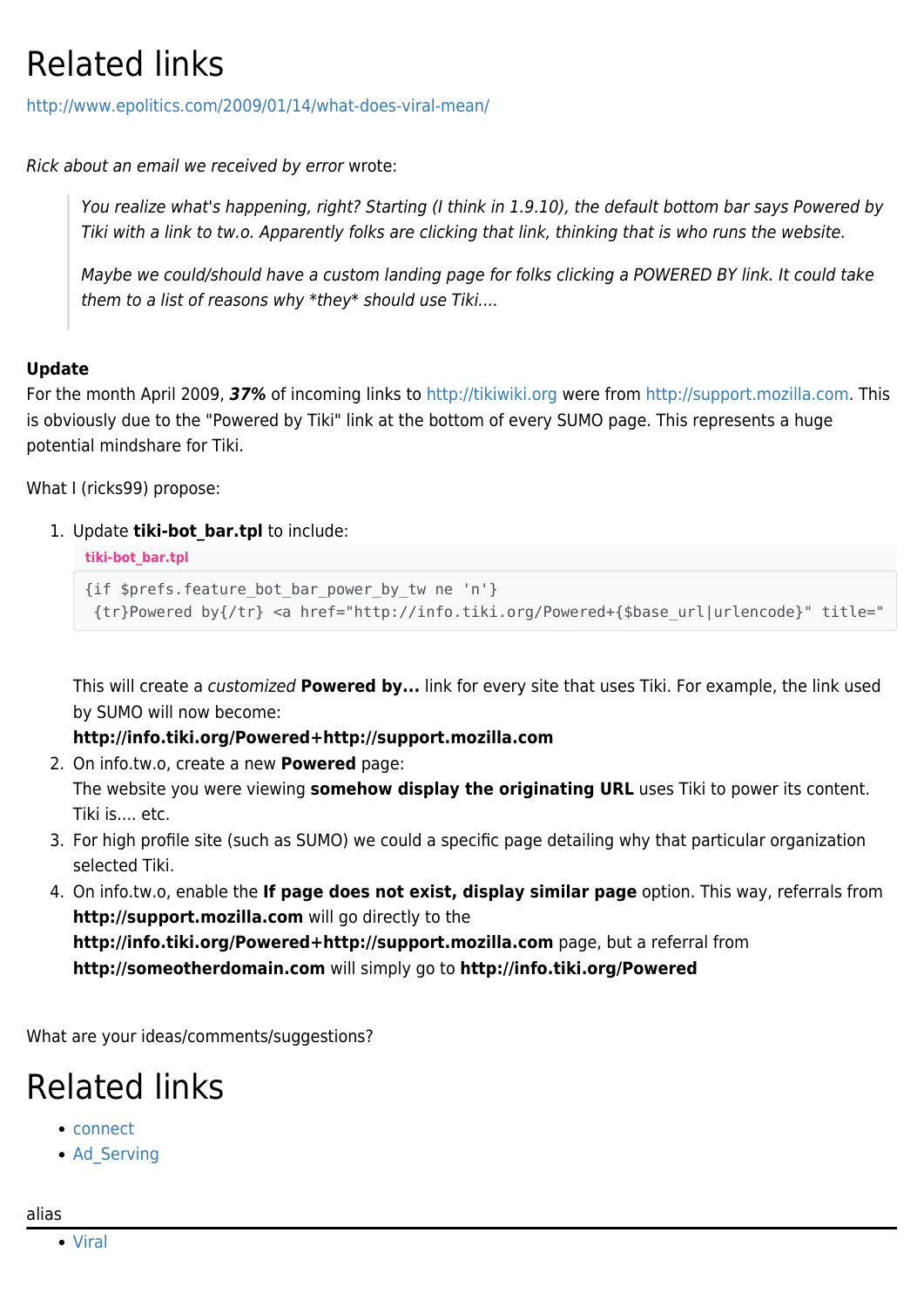# Related links

http://www.epolitics.com/2009/01/14/what-does-viral-mean/

*Rick about an email we received by error* wrote:

> *You realize what's happening, right? Starting (I think in 1.9.10), the default bottom bar says Powered by Tiki with a link to tw.o. Apparently folks are clicking that link, thinking that is who runs the website.*
>
> *Maybe we could/should have a custom landing page for folks clicking a POWERED BY link. It could take them to a list of reasons why *they* should use Tiki....*

**Update**
For the month April 2009, ***37%*** of incoming links to http://tikiwiki.org were from http://support.mozilla.com. This is obviously due to the "Powered by Tiki" link at the bottom of every SUMO page. This represents a huge potential mindshare for Tiki.

What I (ricks99) propose:

1. Update **tiki-bot_bar.tpl** to include:
   tiki-bot_bar.tpl
   ```
   {if $prefs.feature_bot_bar_power_by_tw ne 'n'}
    {tr}Powered by{/tr} <a href="http://info.tiki.org/Powered+{$base_url|urlencode}" title="
   ```
   This will create a *customized* **Powered by...** link for every site that uses Tiki. For example, the link used by SUMO will now become:
   **http://info.tiki.org/Powered+http://support.mozilla.com**
2. On info.tw.o, create a new **Powered** page:
   The website you were viewing **somehow display the originating URL** uses Tiki to power its content. Tiki is.... etc.
3. For high profile site (such as SUMO) we could a specific page detailing why that particular organization selected Tiki.
4. On info.tw.o, enable the **If page does not exist, display similar page** option. This way, referrals from **http://support.mozilla.com** will go directly to the **http://info.tiki.org/Powered+http://support.mozilla.com** page, but a referral from **http://someotherdomain.com** will simply go to **http://info.tiki.org/Powered**

What are your ideas/comments/suggestions?

# Related links

- connect
- Ad_Serving

alias

- Viral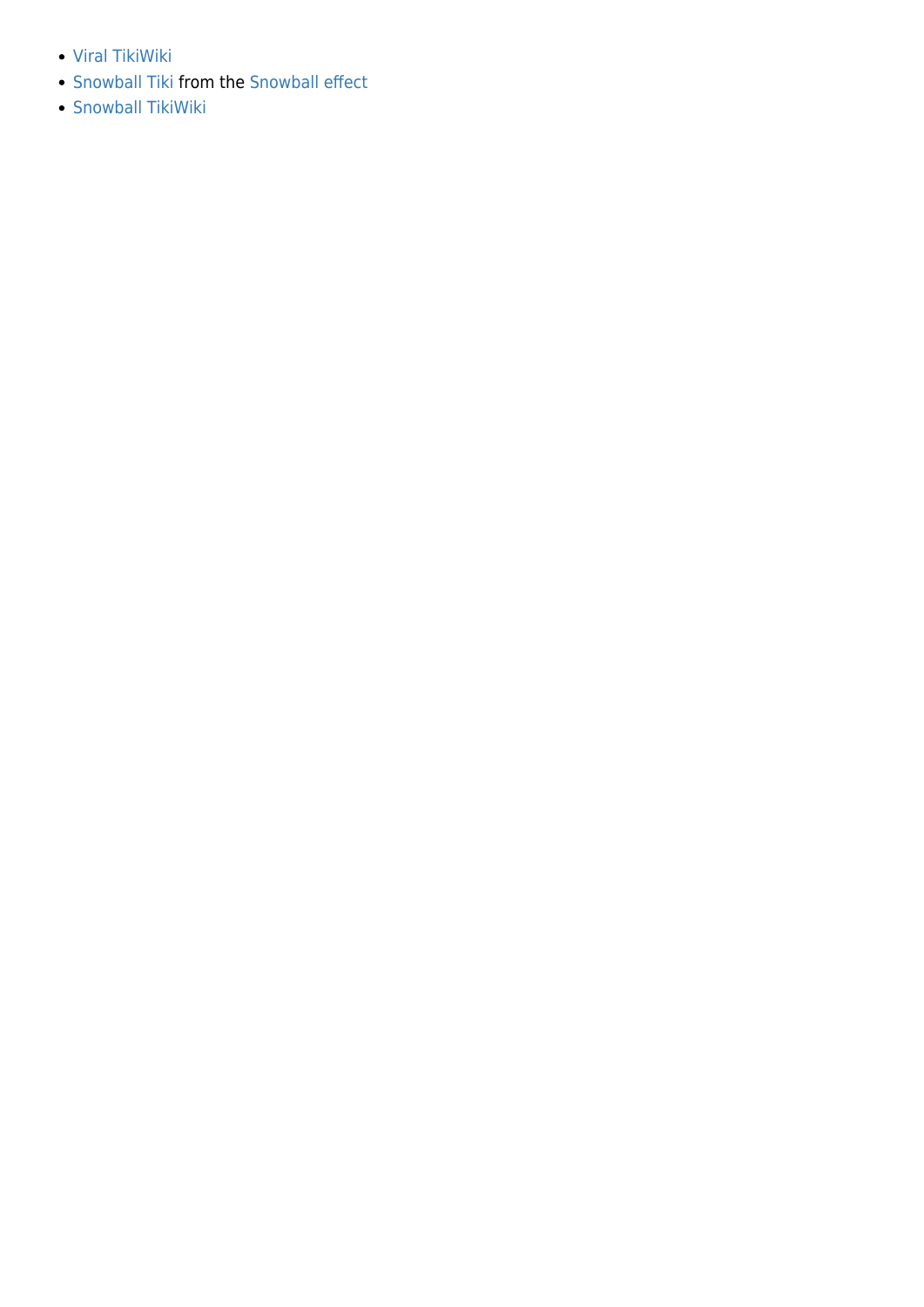- Viral TikiWiki
- Snowball Tiki from the Snowball effect
- Snowball TikiWiki